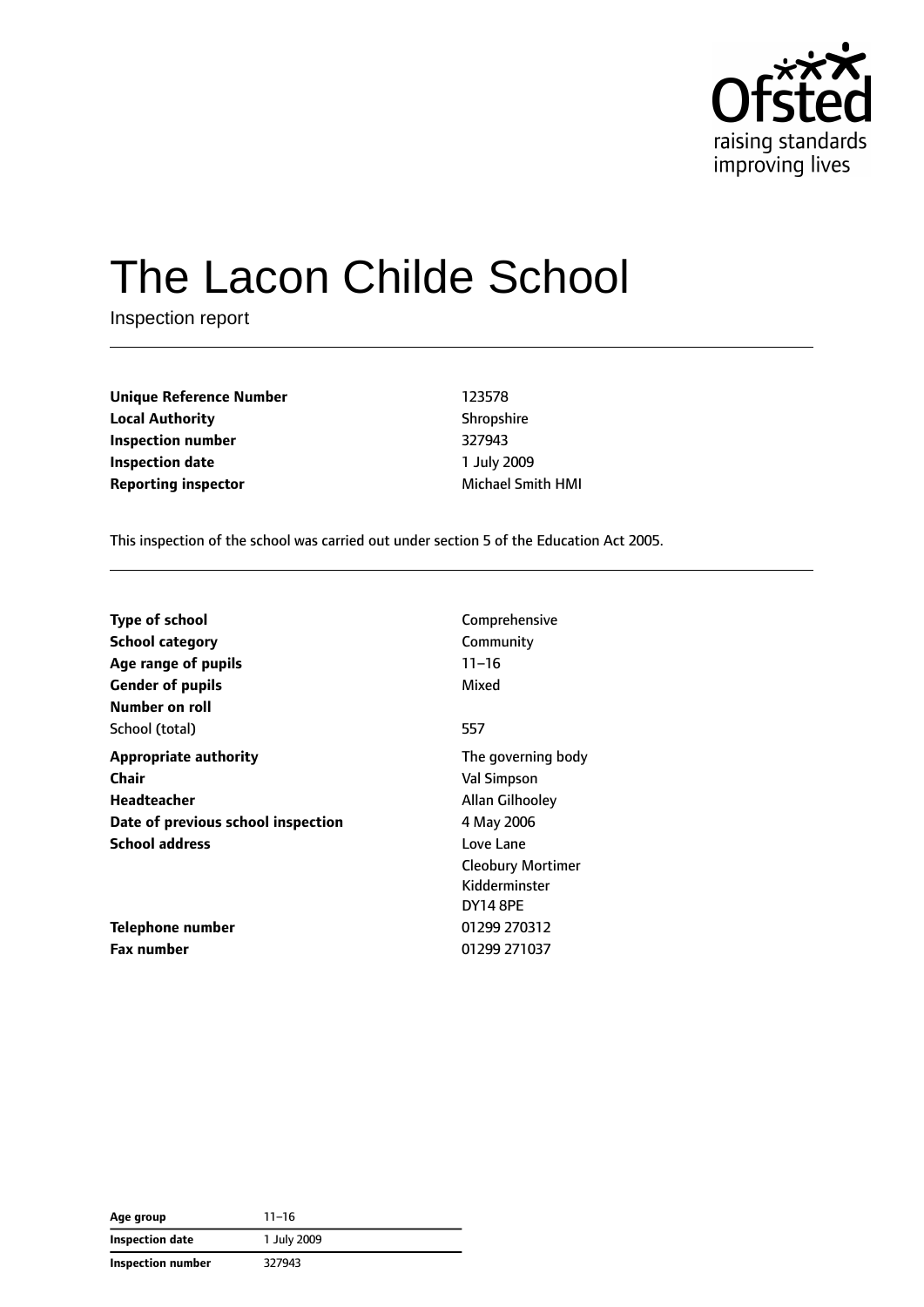# The Lacon Childe School

Inspection report

| | |
|---|---|
| **Unique Reference Number** | 123578 |
| **Local Authority** | Shropshire |
| **Inspection number** | 327943 |
| **Inspection date** | 1 July 2009 |
| **Reporting inspector** | Michael Smith HMI |

This inspection of the school was carried out under section 5 of the Education Act 2005.

| | |
|---|---|
| **Type of school** | Comprehensive |
| **School category** | Community |
| **Age range of pupils** | 11–16 |
| **Gender of pupils** | Mixed |
| **Number on roll** | |
| School (total) | 557 |
| **Appropriate authority** | The governing body |
| **Chair** | Val Simpson |
| **Headteacher** | Allan Gilhooley |
| **Date of previous school inspection** | 4 May 2006 |
| **School address** | Love Lane<br>Cleobury Mortimer<br>Kidderminster<br>DY14 8PE |
| **Telephone number** | 01299 270312 |
| **Fax number** | 01299 271037 |

| | |
|---|---|
| **Age group** | 11–16 |
| **Inspection date** | 1 July 2009 |
| **Inspection number** | 327943 |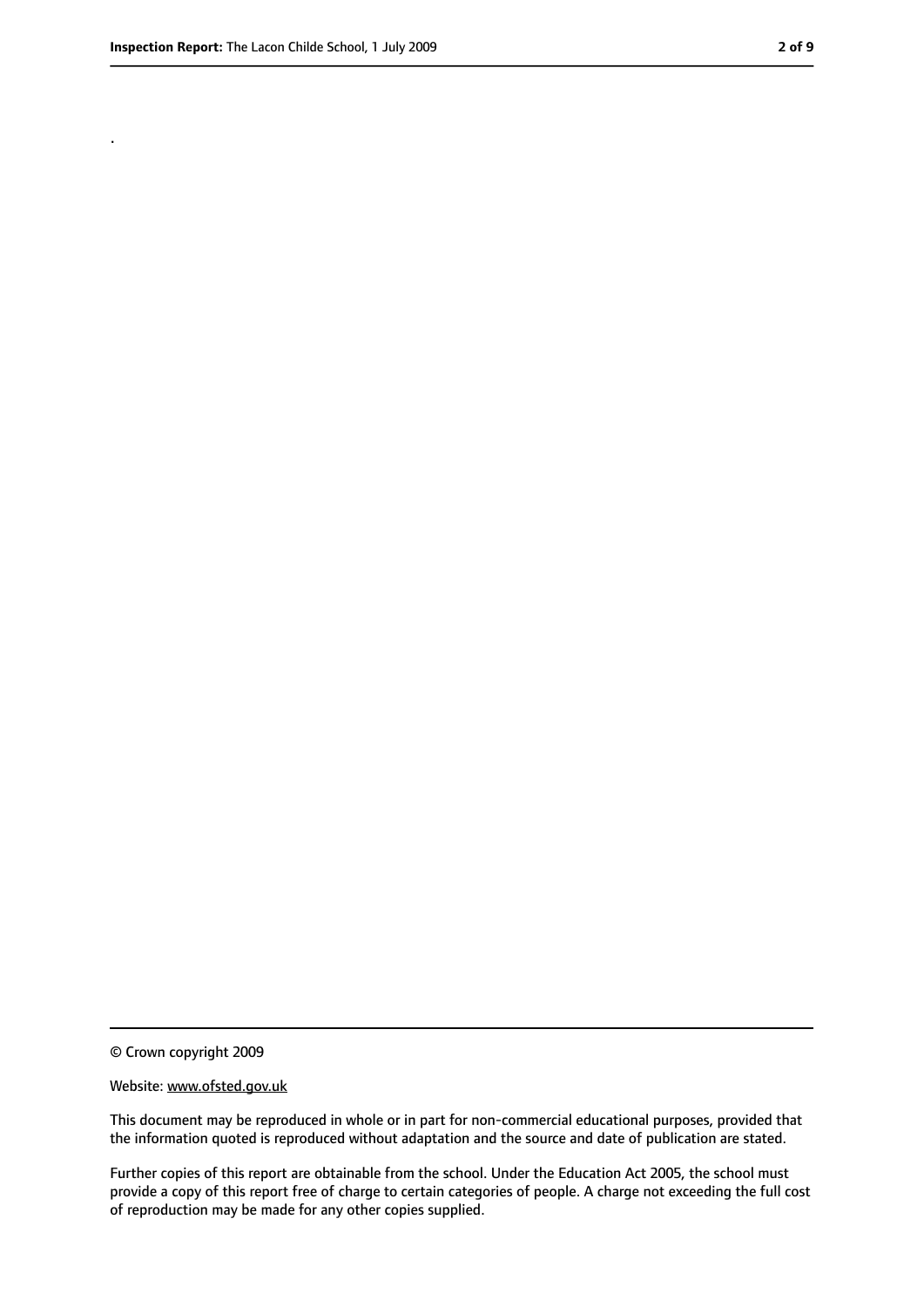.

© Crown copyright 2009

Website: www.ofsted.gov.uk

This document may be reproduced in whole or in part for non-commercial educational purposes, provided that the information quoted is reproduced without adaptation and the source and date of publication are stated.

Further copies of this report are obtainable from the school. Under the Education Act 2005, the school must provide a copy of this report free of charge to certain categories of people. A charge not exceeding the full cost of reproduction may be made for any other copies supplied.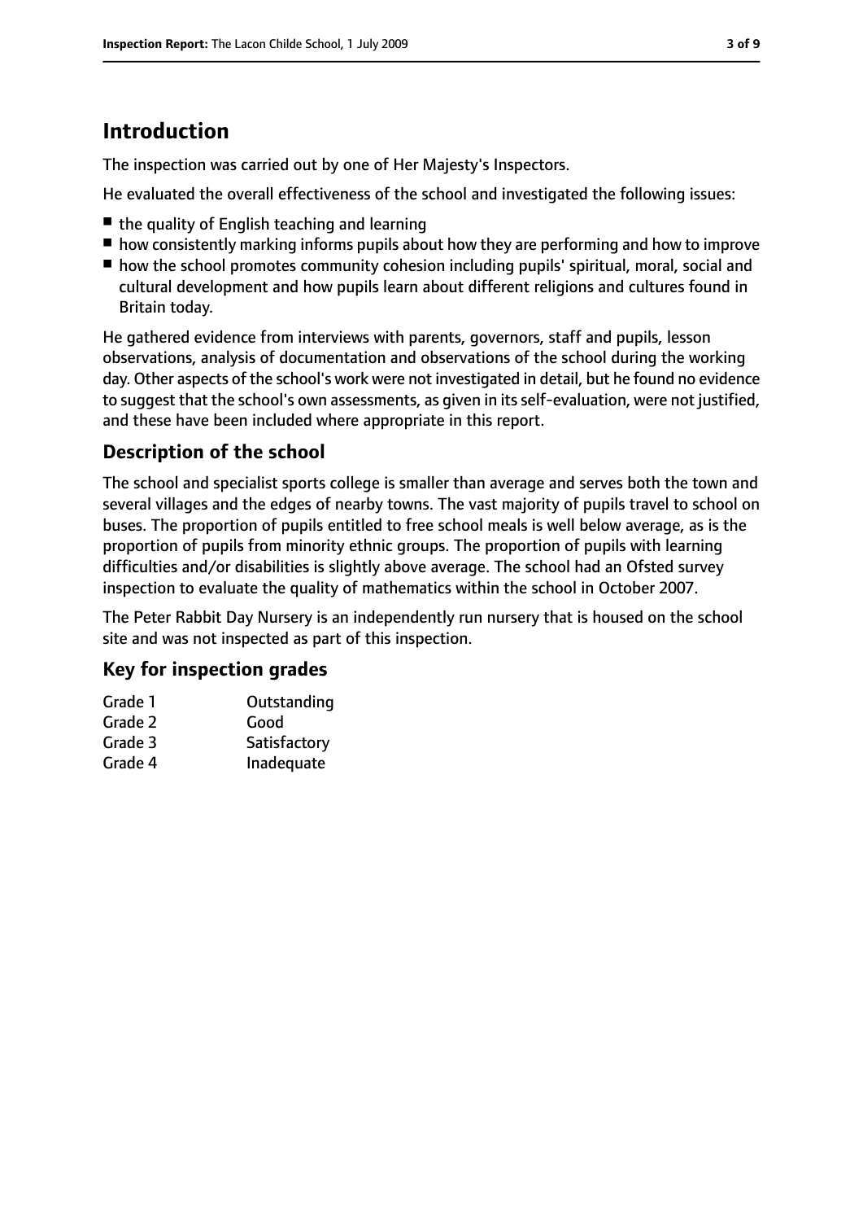## Introduction

The inspection was carried out by one of Her Majesty's Inspectors.

He evaluated the overall effectiveness of the school and investigated the following issues:

- the quality of English teaching and learning
- how consistently marking informs pupils about how they are performing and how to improve
- how the school promotes community cohesion including pupils' spiritual, moral, social and cultural development and how pupils learn about different religions and cultures found in Britain today.

He gathered evidence from interviews with parents, governors, staff and pupils, lesson observations, analysis of documentation and observations of the school during the working day. Other aspects of the school's work were not investigated in detail, but he found no evidence to suggest that the school's own assessments, as given in its self-evaluation, were not justified, and these have been included where appropriate in this report.

### Description of the school

The school and specialist sports college is smaller than average and serves both the town and several villages and the edges of nearby towns. The vast majority of pupils travel to school on buses. The proportion of pupils entitled to free school meals is well below average, as is the proportion of pupils from minority ethnic groups. The proportion of pupils with learning difficulties and/or disabilities is slightly above average. The school had an Ofsted survey inspection to evaluate the quality of mathematics within the school in October 2007.

The Peter Rabbit Day Nursery is an independently run nursery that is housed on the school site and was not inspected as part of this inspection.

### Key for inspection grades

| | |
|---|---|
| Grade 1 | Outstanding |
| Grade 2 | Good |
| Grade 3 | Satisfactory |
| Grade 4 | Inadequate |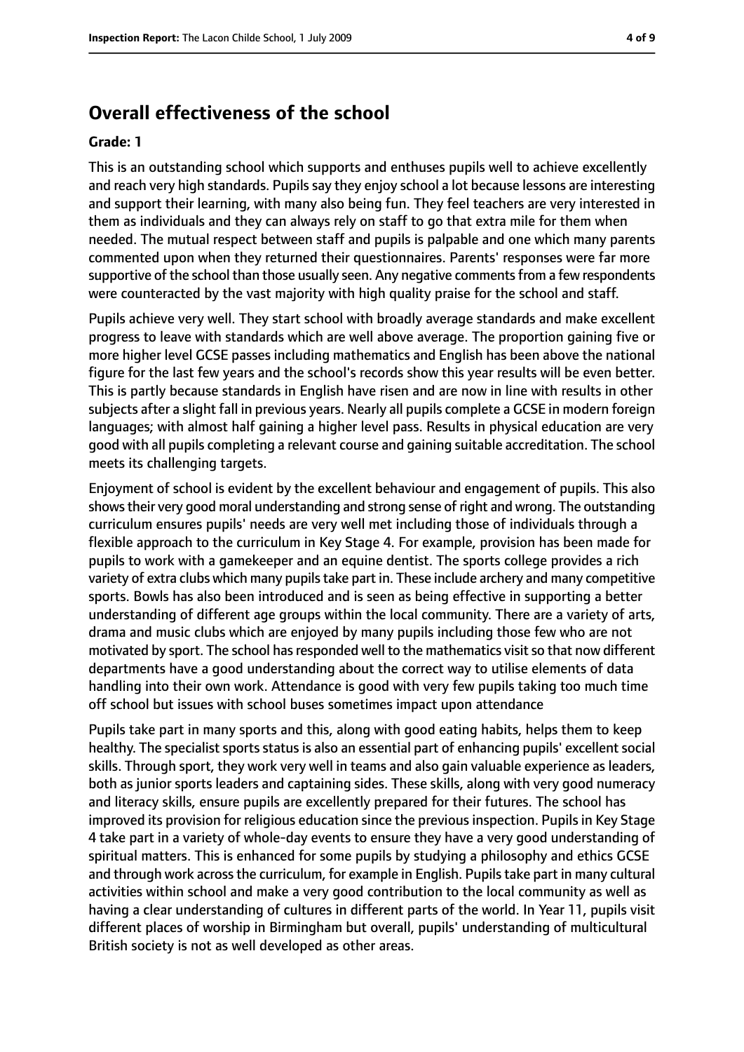## Overall effectiveness of the school

**Grade: 1**

This is an outstanding school which supports and enthuses pupils well to achieve excellently and reach very high standards. Pupils say they enjoy school a lot because lessons are interesting and support their learning, with many also being fun. They feel teachers are very interested in them as individuals and they can always rely on staff to go that extra mile for them when needed. The mutual respect between staff and pupils is palpable and one which many parents commented upon when they returned their questionnaires. Parents' responses were far more supportive of the school than those usually seen. Any negative comments from a few respondents were counteracted by the vast majority with high quality praise for the school and staff.

Pupils achieve very well. They start school with broadly average standards and make excellent progress to leave with standards which are well above average. The proportion gaining five or more higher level GCSE passes including mathematics and English has been above the national figure for the last few years and the school's records show this year results will be even better. This is partly because standards in English have risen and are now in line with results in other subjects after a slight fall in previous years. Nearly all pupils complete a GCSE in modern foreign languages; with almost half gaining a higher level pass. Results in physical education are very good with all pupils completing a relevant course and gaining suitable accreditation. The school meets its challenging targets.

Enjoyment of school is evident by the excellent behaviour and engagement of pupils. This also shows their very good moral understanding and strong sense of right and wrong. The outstanding curriculum ensures pupils' needs are very well met including those of individuals through a flexible approach to the curriculum in Key Stage 4. For example, provision has been made for pupils to work with a gamekeeper and an equine dentist. The sports college provides a rich variety of extra clubs which many pupils take part in. These include archery and many competitive sports. Bowls has also been introduced and is seen as being effective in supporting a better understanding of different age groups within the local community. There are a variety of arts, drama and music clubs which are enjoyed by many pupils including those few who are not motivated by sport. The school has responded well to the mathematics visit so that now different departments have a good understanding about the correct way to utilise elements of data handling into their own work. Attendance is good with very few pupils taking too much time off school but issues with school buses sometimes impact upon attendance

Pupils take part in many sports and this, along with good eating habits, helps them to keep healthy. The specialist sports status is also an essential part of enhancing pupils' excellent social skills. Through sport, they work very well in teams and also gain valuable experience as leaders, both as junior sports leaders and captaining sides. These skills, along with very good numeracy and literacy skills, ensure pupils are excellently prepared for their futures. The school has improved its provision for religious education since the previous inspection. Pupils in Key Stage 4 take part in a variety of whole-day events to ensure they have a very good understanding of spiritual matters. This is enhanced for some pupils by studying a philosophy and ethics GCSE and through work across the curriculum, for example in English. Pupils take part in many cultural activities within school and make a very good contribution to the local community as well as having a clear understanding of cultures in different parts of the world. In Year 11, pupils visit different places of worship in Birmingham but overall, pupils' understanding of multicultural British society is not as well developed as other areas.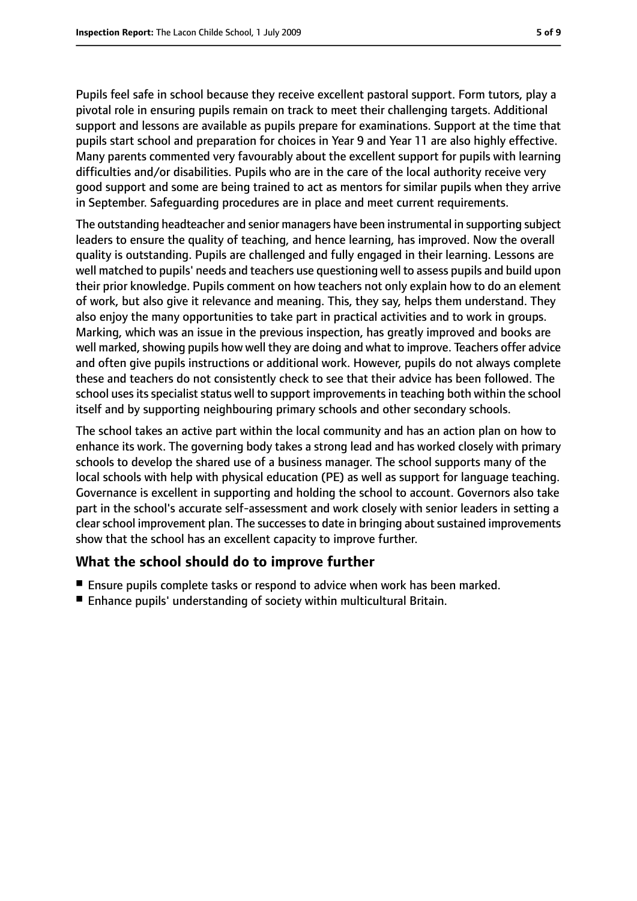Pupils feel safe in school because they receive excellent pastoral support. Form tutors, play a pivotal role in ensuring pupils remain on track to meet their challenging targets. Additional support and lessons are available as pupils prepare for examinations. Support at the time that pupils start school and preparation for choices in Year 9 and Year 11 are also highly effective. Many parents commented very favourably about the excellent support for pupils with learning difficulties and/or disabilities. Pupils who are in the care of the local authority receive very good support and some are being trained to act as mentors for similar pupils when they arrive in September. Safeguarding procedures are in place and meet current requirements.

The outstanding headteacher and senior managers have been instrumental in supporting subject leaders to ensure the quality of teaching, and hence learning, has improved. Now the overall quality is outstanding. Pupils are challenged and fully engaged in their learning. Lessons are well matched to pupils' needs and teachers use questioning well to assess pupils and build upon their prior knowledge. Pupils comment on how teachers not only explain how to do an element of work, but also give it relevance and meaning. This, they say, helps them understand. They also enjoy the many opportunities to take part in practical activities and to work in groups. Marking, which was an issue in the previous inspection, has greatly improved and books are well marked, showing pupils how well they are doing and what to improve. Teachers offer advice and often give pupils instructions or additional work. However, pupils do not always complete these and teachers do not consistently check to see that their advice has been followed. The school uses its specialist status well to support improvements in teaching both within the school itself and by supporting neighbouring primary schools and other secondary schools.

The school takes an active part within the local community and has an action plan on how to enhance its work. The governing body takes a strong lead and has worked closely with primary schools to develop the shared use of a business manager. The school supports many of the local schools with help with physical education (PE) as well as support for language teaching. Governance is excellent in supporting and holding the school to account. Governors also take part in the school's accurate self-assessment and work closely with senior leaders in setting a clear school improvement plan. The successes to date in bringing about sustained improvements show that the school has an excellent capacity to improve further.

## What the school should do to improve further

- Ensure pupils complete tasks or respond to advice when work has been marked.
- Enhance pupils' understanding of society within multicultural Britain.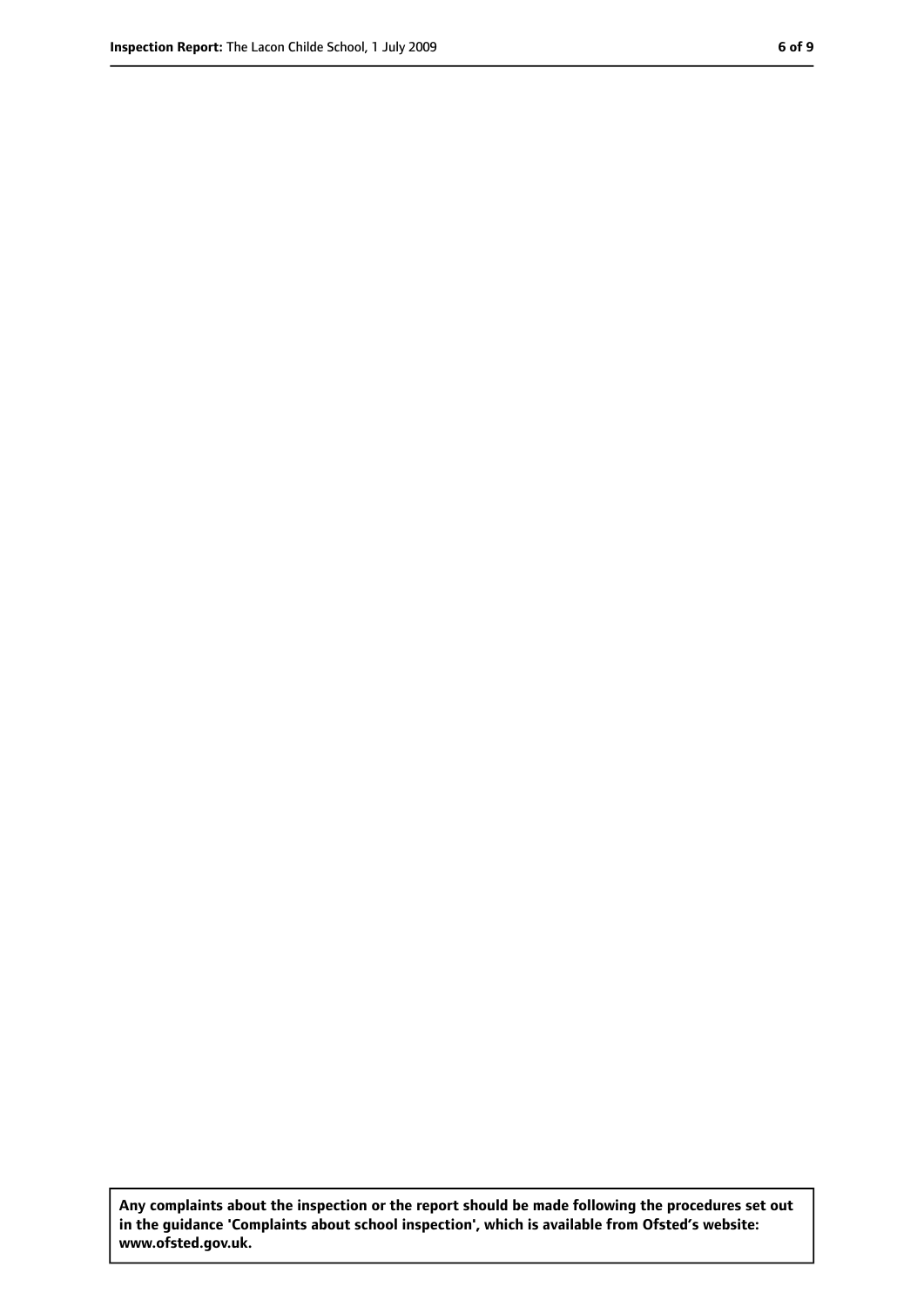**Any complaints about the inspection or the report should be made following the procedures set out in the guidance 'Complaints about school inspection', which is available from Ofsted's website: www.ofsted.gov.uk.**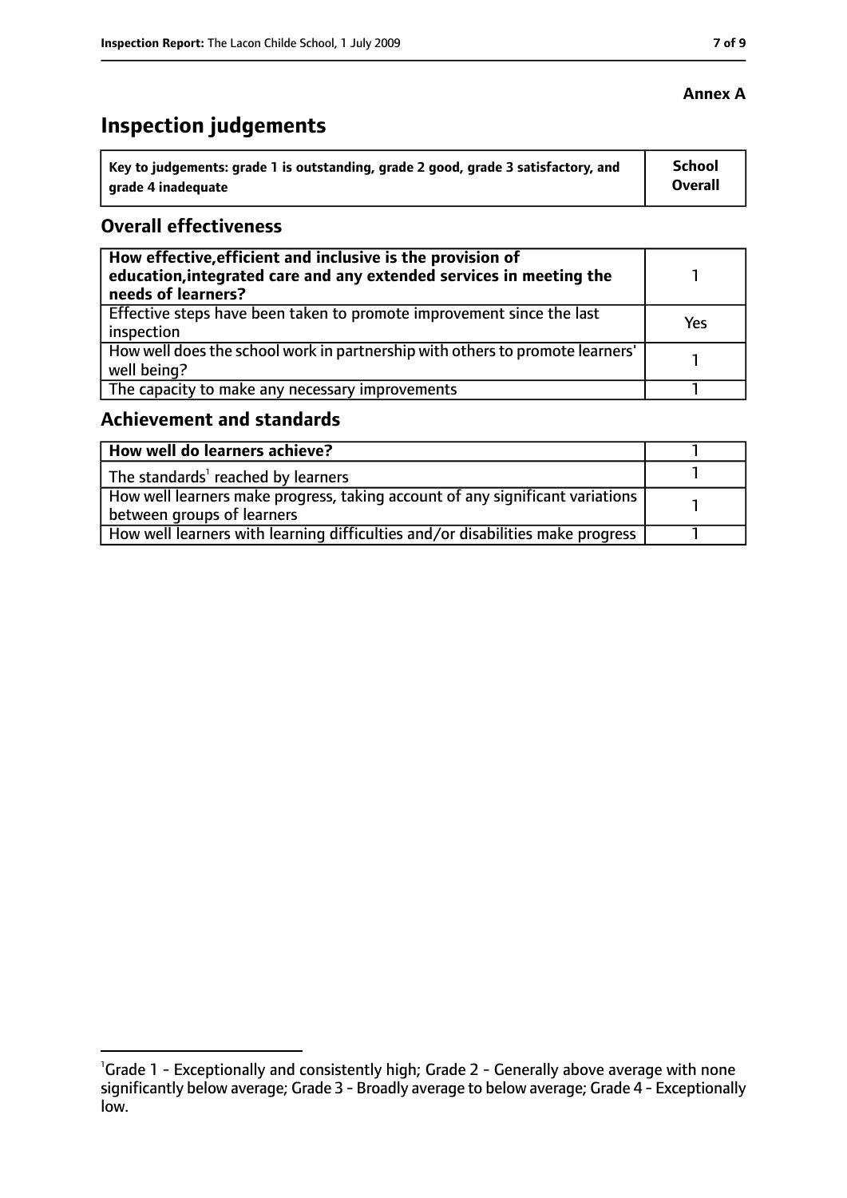**Annex A**

# Inspection judgements

| Key to judgements: grade 1 is outstanding, grade 2 good, grade 3 satisfactory, and grade 4 inadequate | School Overall |
| --- | --- |

## Overall effectiveness

| | |
| --- | --- |
| **How effective, efficient and inclusive is the provision of education, integrated care and any extended services in meeting the needs of learners?** | 1 |
| Effective steps have been taken to promote improvement since the last inspection | Yes |
| How well does the school work in partnership with others to promote learners' well being? | 1 |
| The capacity to make any necessary improvements | 1 |

## Achievement and standards

| | |
| --- | --- |
| **How well do learners achieve?** | 1 |
| The standards[1] reached by learners | 1 |
| How well learners make progress, taking account of any significant variations between groups of learners | 1 |
| How well learners with learning difficulties and/or disabilities make progress | 1 |

[1]Grade 1 - Exceptionally and consistently high; Grade 2 - Generally above average with none significantly below average; Grade 3 - Broadly average to below average; Grade 4 - Exceptionally low.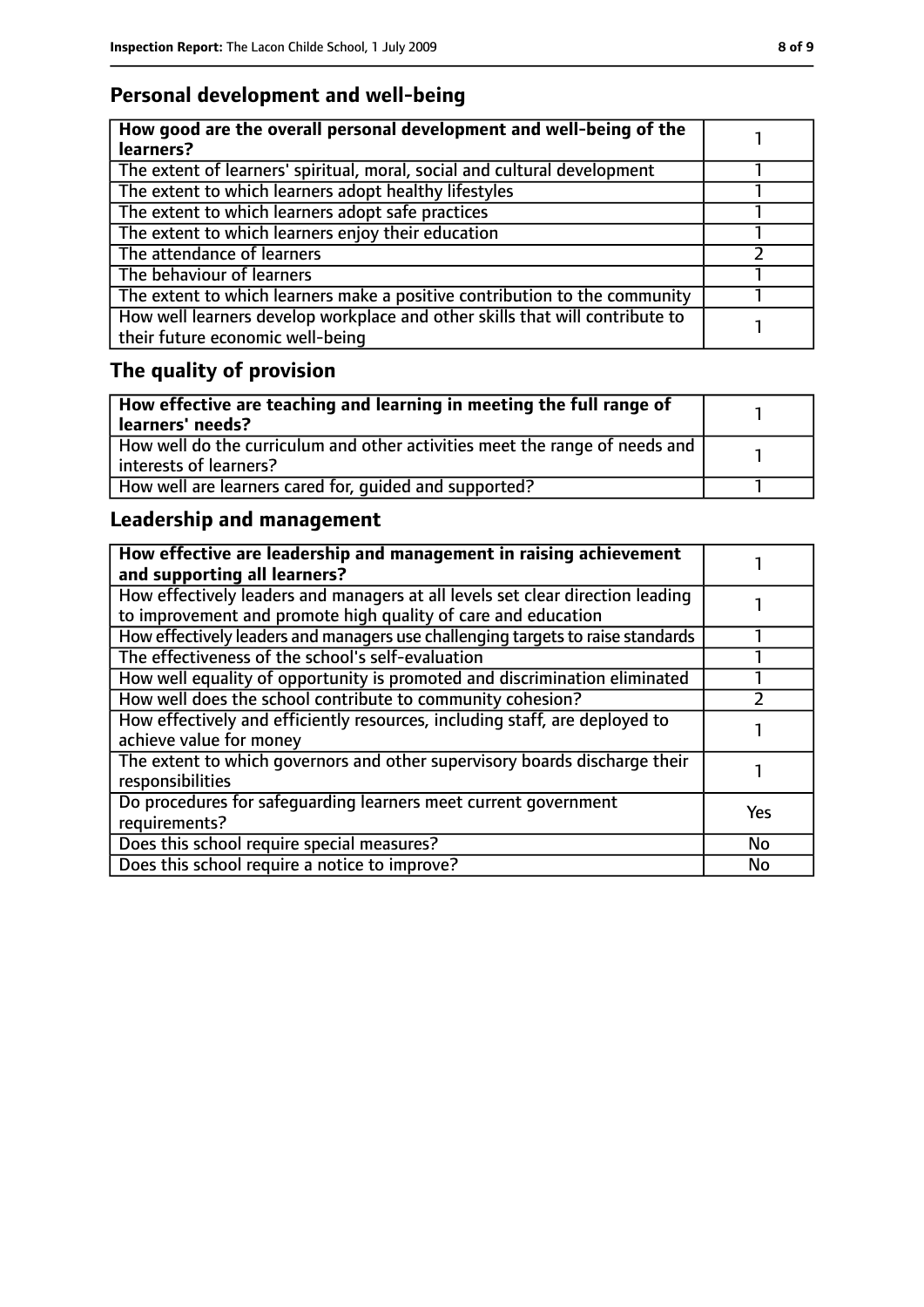## Personal development and well-being

| How good are the overall personal development and well-being of the learners? | 1 |
|---|---|
| The extent of learners' spiritual, moral, social and cultural development | 1 |
| The extent to which learners adopt healthy lifestyles | 1 |
| The extent to which learners adopt safe practices | 1 |
| The extent to which learners enjoy their education | 1 |
| The attendance of learners | 2 |
| The behaviour of learners | 1 |
| The extent to which learners make a positive contribution to the community | 1 |
| How well learners develop workplace and other skills that will contribute to their future economic well-being | 1 |

## The quality of provision

| How effective are teaching and learning in meeting the full range of learners' needs? | 1 |
|---|---|
| How well do the curriculum and other activities meet the range of needs and interests of learners? | 1 |
| How well are learners cared for, guided and supported? | 1 |

## Leadership and management

| How effective are leadership and management in raising achievement and supporting all learners? | 1 |
|---|---|
| How effectively leaders and managers at all levels set clear direction leading to improvement and promote high quality of care and education | 1 |
| How effectively leaders and managers use challenging targets to raise standards | 1 |
| The effectiveness of the school's self-evaluation | 1 |
| How well equality of opportunity is promoted and discrimination eliminated | 1 |
| How well does the school contribute to community cohesion? | 2 |
| How effectively and efficiently resources, including staff, are deployed to achieve value for money | 1 |
| The extent to which governors and other supervisory boards discharge their responsibilities | 1 |
| Do procedures for safeguarding learners meet current government requirements? | Yes |
| Does this school require special measures? | No |
| Does this school require a notice to improve? | No |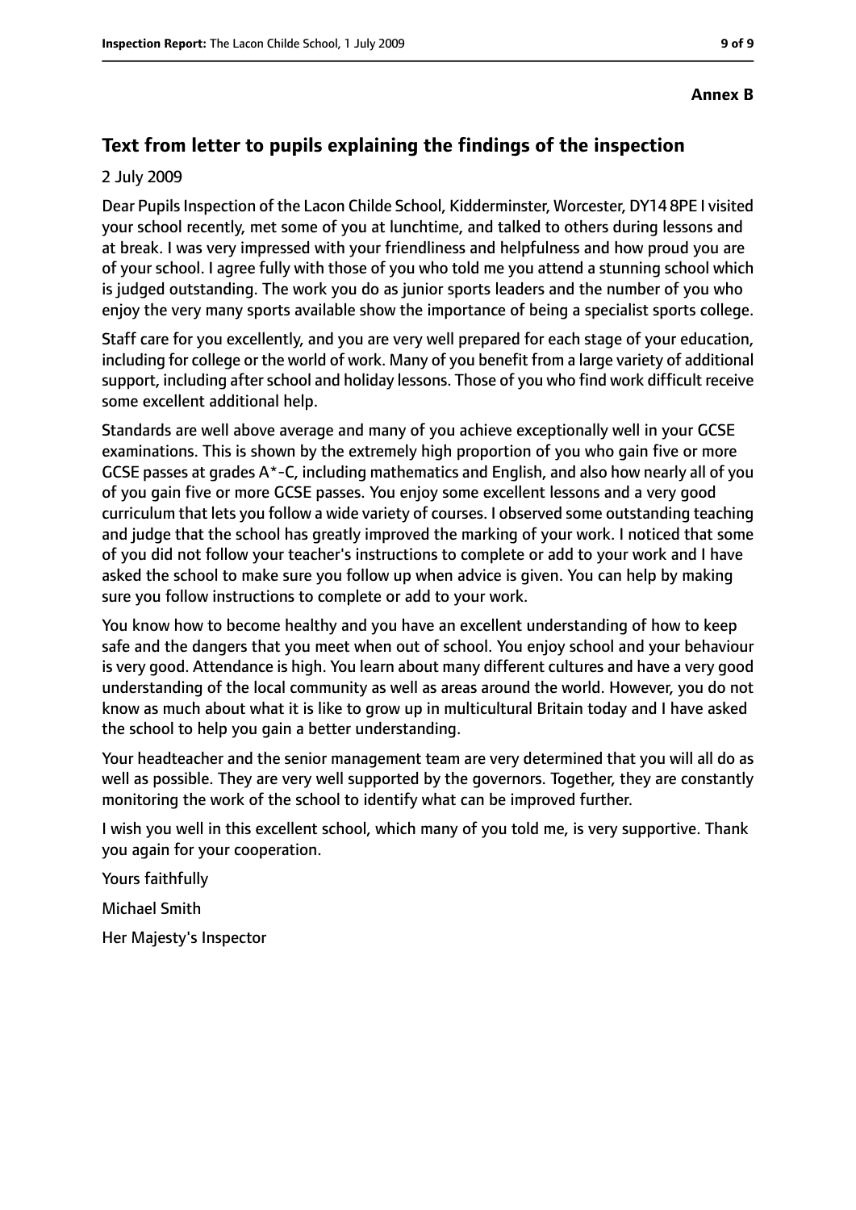**Annex B**

## Text from letter to pupils explaining the findings of the inspection

2 July 2009

Dear Pupils Inspection of the Lacon Childe School, Kidderminster, Worcester, DY14 8PE I visited your school recently, met some of you at lunchtime, and talked to others during lessons and at break. I was very impressed with your friendliness and helpfulness and how proud you are of your school. I agree fully with those of you who told me you attend a stunning school which is judged outstanding. The work you do as junior sports leaders and the number of you who enjoy the very many sports available show the importance of being a specialist sports college.

Staff care for you excellently, and you are very well prepared for each stage of your education, including for college or the world of work. Many of you benefit from a large variety of additional support, including after school and holiday lessons. Those of you who find work difficult receive some excellent additional help.

Standards are well above average and many of you achieve exceptionally well in your GCSE examinations. This is shown by the extremely high proportion of you who gain five or more GCSE passes at grades A*-C, including mathematics and English, and also how nearly all of you of you gain five or more GCSE passes. You enjoy some excellent lessons and a very good curriculum that lets you follow a wide variety of courses. I observed some outstanding teaching and judge that the school has greatly improved the marking of your work. I noticed that some of you did not follow your teacher's instructions to complete or add to your work and I have asked the school to make sure you follow up when advice is given. You can help by making sure you follow instructions to complete or add to your work.

You know how to become healthy and you have an excellent understanding of how to keep safe and the dangers that you meet when out of school. You enjoy school and your behaviour is very good. Attendance is high. You learn about many different cultures and have a very good understanding of the local community as well as areas around the world. However, you do not know as much about what it is like to grow up in multicultural Britain today and I have asked the school to help you gain a better understanding.

Your headteacher and the senior management team are very determined that you will all do as well as possible. They are very well supported by the governors. Together, they are constantly monitoring the work of the school to identify what can be improved further.

I wish you well in this excellent school, which many of you told me, is very supportive. Thank you again for your cooperation.

Yours faithfully

Michael Smith

Her Majesty's Inspector